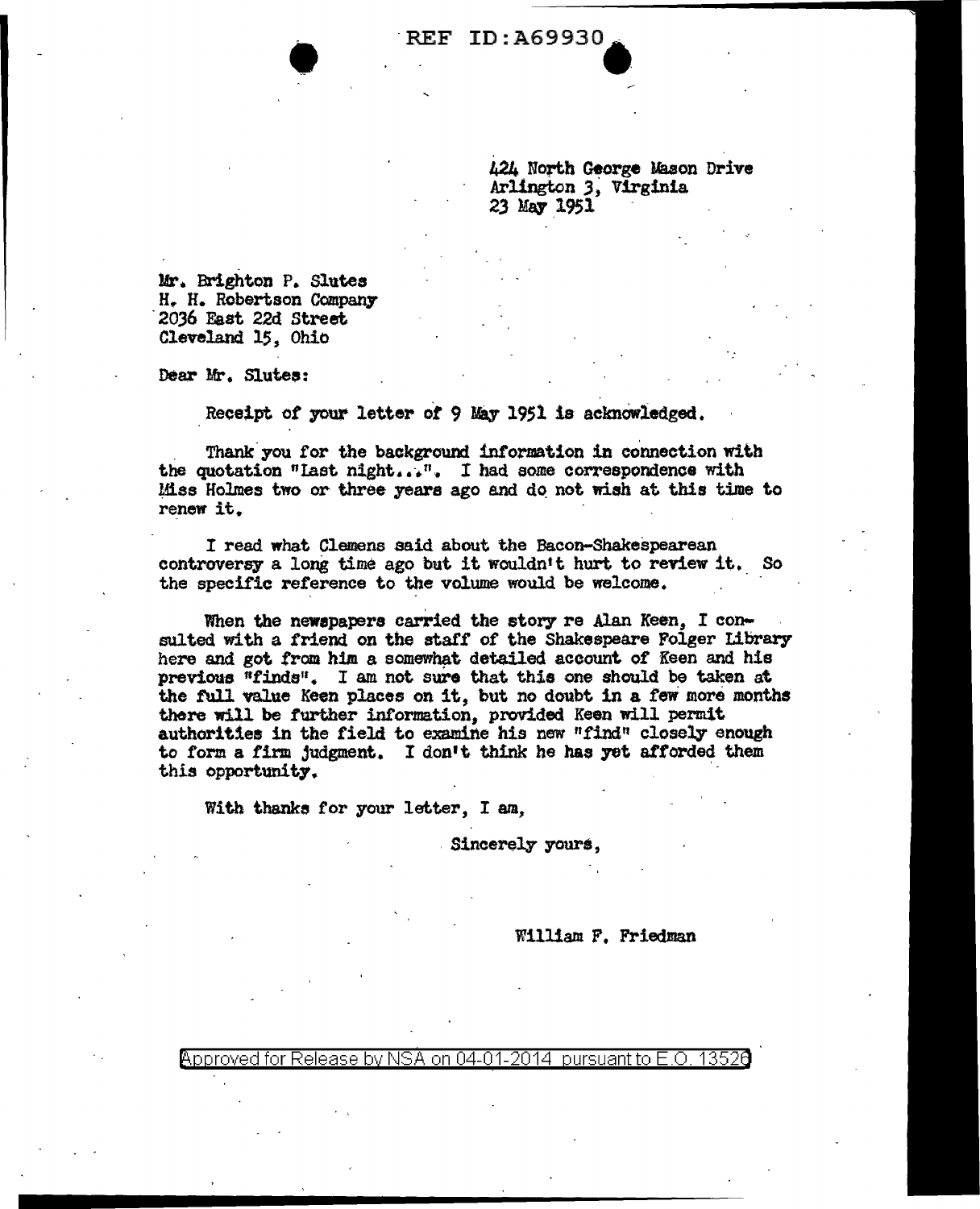424 North George Mason Drive
Arlington 3, Virginia
23 May 1951

Mr. Brighton P. Slutes
H. H. Robertson Company
2036 East 22d Street
Cleveland 15, Ohio

Dear Mr. Slutes:

Receipt of your letter of 9 May 1951 is acknowledged.

Thank you for the background information in connection with the quotation "Last night...". I had some correspondence with Miss Holmes two or three years ago and do not wish at this time to renew it.

I read what Clemens said about the Bacon-Shakespearean controversy a long time ago but it wouldn't hurt to review it. So the specific reference to the volume would be welcome.

When the newspapers carried the story re Alan Keen, I consulted with a friend on the staff of the Shakespeare Folger Library here and got from him a somewhat detailed account of Keen and his previous "finds". I am not sure that this one should be taken at the full value Keen places on it, but no doubt in a few more months there will be further information, provided Keen will permit authorities in the field to examine his new "find" closely enough to form a firm judgment. I don't think he has yet afforded them this opportunity.

With thanks for your letter, I am,

Sincerely yours,

William F. Friedman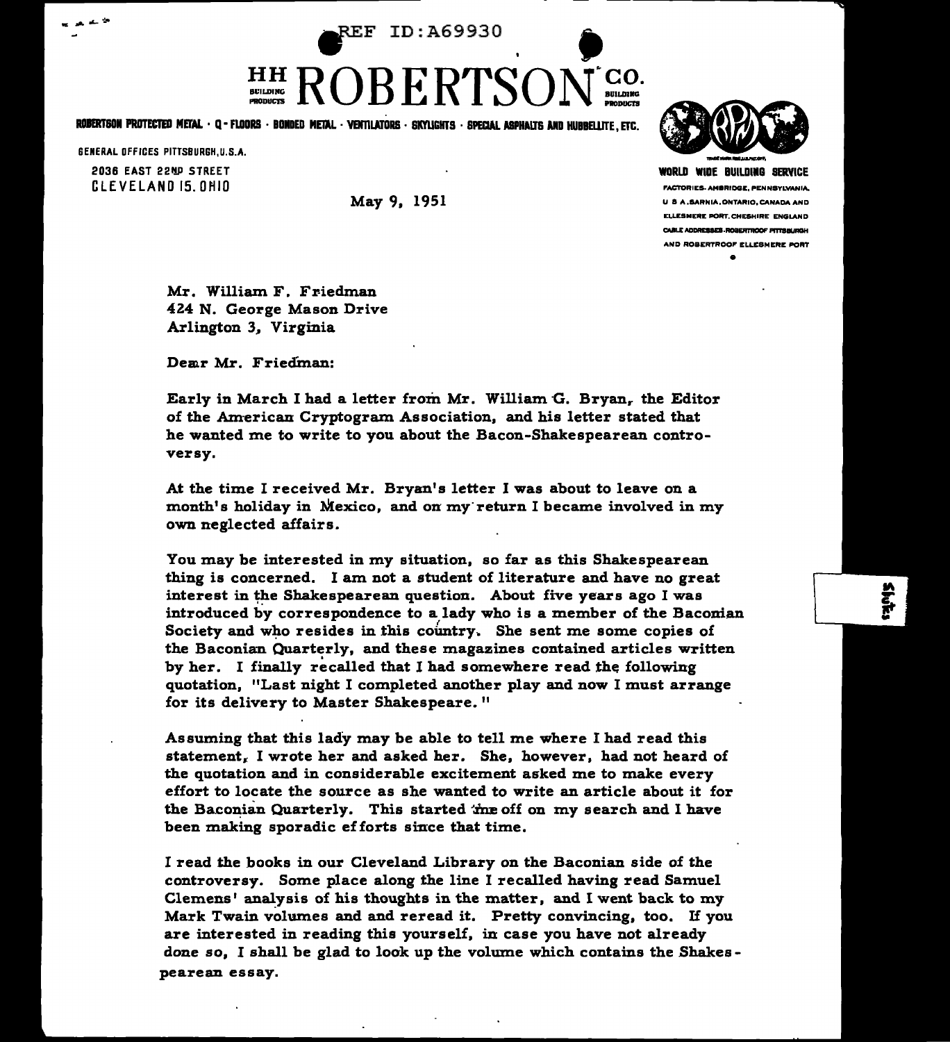REF ID:A69930

# HH ROBERTSON CO.

BUILDING PRODUCTS

ROBERTSON PROTECTED METAL · Q-FLOORS · BONDED METAL · VENTILATORS · SKYLIGHTS · SPECIAL ASPHALTS AND HUBBELLITE, ETC.

GENERAL OFFICES PITTSBURGH, U.S.A.

2036 EAST 22ND STREET
CLEVELAND 15, OHIO

WORLD WIDE BUILDING SERVICE

FACTORIES- AMBRIDGE, PENNSYLVANIA, U S A, SARNIA, ONTARIO, CANADA AND ELLESMERE PORT, CHESHIRE ENGLAND
CABLE ADDRESSES-ROBERTROOF PITTSBURGH AND ROBERTROOF ELLESMERE PORT

May 9, 1951

Mr. William F. Friedman
424 N. George Mason Drive
Arlington 3, Virginia

Dear Mr. Friedman:

Early in March I had a letter from Mr. William G. Bryan, the Editor of the American Cryptogram Association, and his letter stated that he wanted me to write to you about the Bacon-Shakespearean controversy.

At the time I received Mr. Bryan's letter I was about to leave on a month's holiday in Mexico, and on my return I became involved in my own neglected affairs.

You may be interested in my situation, so far as this Shakespearean thing is concerned. I am not a student of literature and have no great interest in the Shakespearean question. About five years ago I was introduced by correspondence to a lady who is a member of the Baconian Society and who resides in this country. She sent me some copies of the Baconian Quarterly, and these magazines contained articles written by her. I finally recalled that I had somewhere read the following quotation, "Last night I completed another play and now I must arrange for its delivery to Master Shakespeare."

Assuming that this lady may be able to tell me where I had read this statement, I wrote her and asked her. She, however, had not heard of the quotation and in considerable excitement asked me to make every effort to locate the source as she wanted to write an article about it for the Baconian Quarterly. This started me off on my search and I have been making sporadic efforts since that time.

I read the books in our Cleveland Library on the Baconian side of the controversy. Some place along the line I recalled having read Samuel Clemens' analysis of his thoughts in the matter, and I went back to my Mark Twain volumes and and reread it. Pretty convincing, too. If you are interested in reading this yourself, in case you have not already done so, I shall be glad to look up the volume which contains the Shakespearean essay.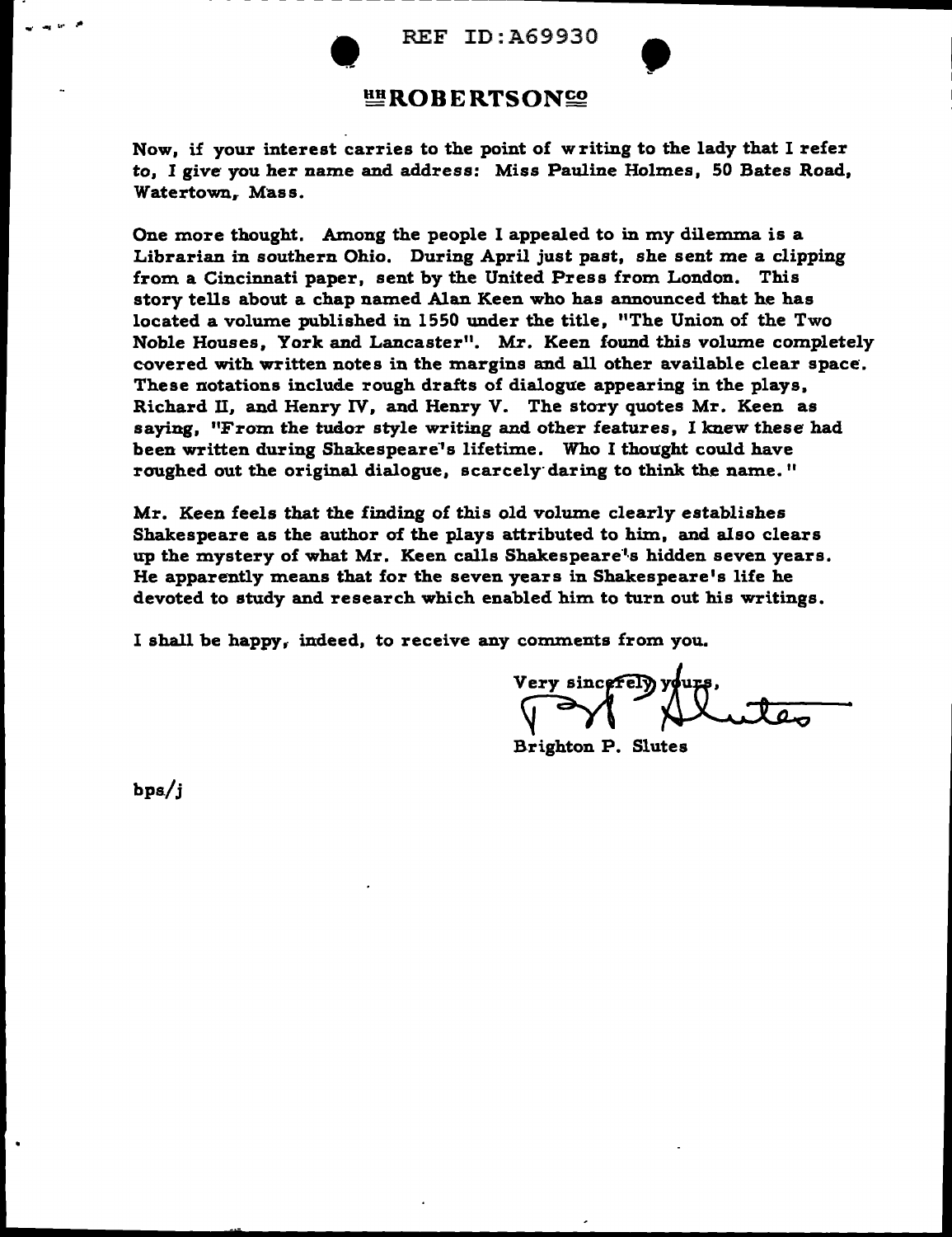**H.H. ROBERTSON CO**

Now, if your interest carries to the point of writing to the lady that I refer to, I give you her name and address: Miss Pauline Holmes, 50 Bates Road, Watertown, Mass.

One more thought. Among the people I appealed to in my dilemma is a Librarian in southern Ohio. During April just past, she sent me a clipping from a Cincinnati paper, sent by the United Press from London. This story tells about a chap named Alan Keen who has announced that he has located a volume published in 1550 under the title, "The Union of the Two Noble Houses, York and Lancaster". Mr. Keen found this volume completely covered with written notes in the margins and all other available clear space. These notations include rough drafts of dialogue appearing in the plays, Richard II, and Henry IV, and Henry V. The story quotes Mr. Keen as saying, "From the tudor style writing and other features, I knew these had been written during Shakespeare's lifetime. Who I thought could have roughed out the original dialogue, scarcely daring to think the name."

Mr. Keen feels that the finding of this old volume clearly establishes Shakespeare as the author of the plays attributed to him, and also clears up the mystery of what Mr. Keen calls Shakespeare's hidden seven years. He apparently means that for the seven years in Shakespeare's life he devoted to study and research which enabled him to turn out his writings.

I shall be happy, indeed, to receive any comments from you.

Very sincerely yours,

B P Slutes

Brighton P. Slutes

bps/j